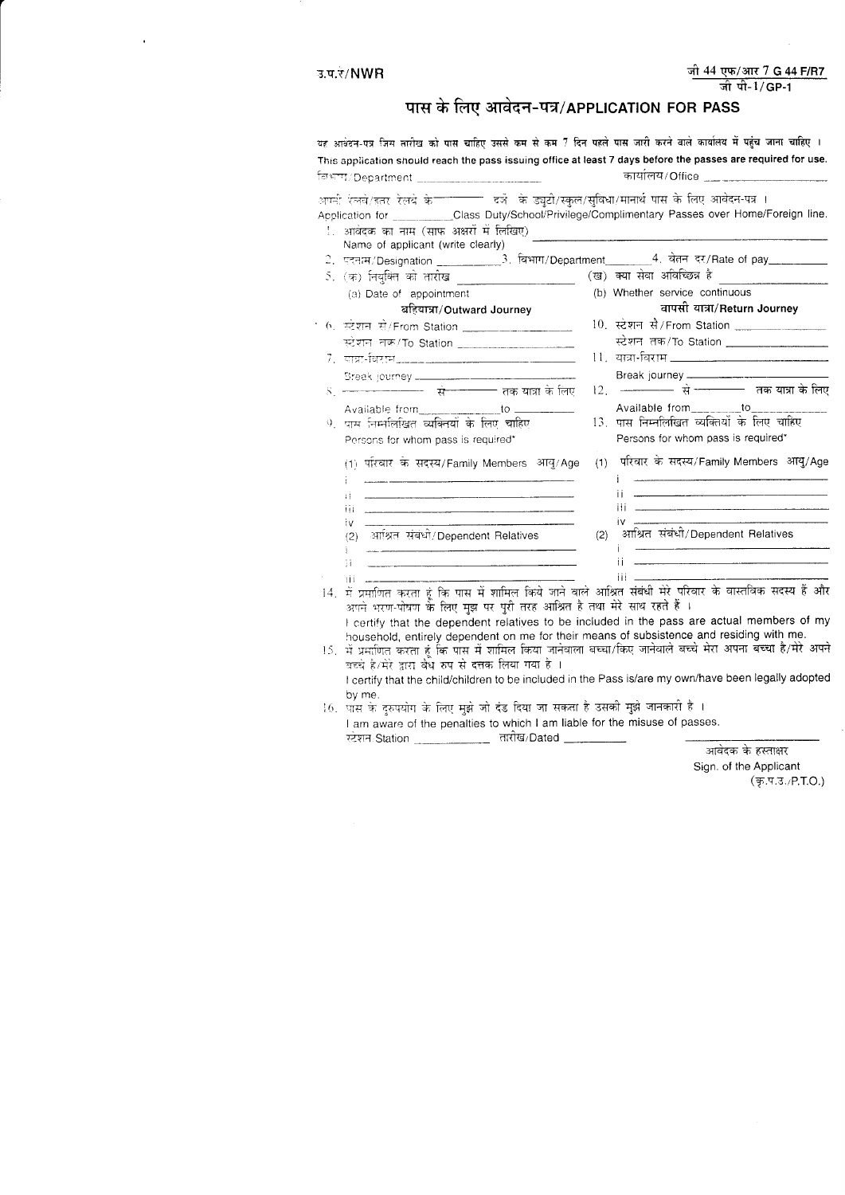उ.प.रे/NWR

जी 44 एफ/आर 7 G 44 F/R7

जी पी-1/GP-1

# पास के लिए आवेदन-पत्र/APPLICATION FOR PASS

**यह आवेदन-पत्र जिस तारीख को पास चाहिए उससे कम से कम 7 दिन पहले पास जारी करने वाले कार्यालय में पहुंच जाना चाहिए ।**

**This application should reach the pass issuing office at least 7 days before the passes are required for use.**

विभाग/Department ____________________ कार्यालय/Office ____________________

अपनी रेलवे/इतर रेलवे के ________ दर्जे के ड्यूटी/स्कूल/सुविधा/मानार्थ पास के लिए आवेदन-पत्र ।

Application for ________ Class Duty/School/Privilege/Complimentary Passes over Home/Foreign line.

1. आवेदक का नाम (साफ अक्षरों में लिखिए) / Name of applicant (write clearly) ____________________
2. पदनाम/Designation ________ 3. विभाग/Department ________ 4. वेतन दर/Rate of pay ________
5. (क) नियुक्ति की तारीख / (a) Date of appointment ________ (ख) क्या सेवा अविछिन्न है / (b) Whether service continuous ________

**बहियात्रा/Outward Journey**

6. स्टेशन से/From Station ____________________
   स्टेशन तक/To Station ____________________
7. यात्रा-विराम/Break journey ____________________
8. ________ से ________ तक यात्रा के लिए / Available from ________ to ________
9. पास निम्नलिखित व्यक्तियों के लिए चाहिए / Persons for whom pass is required*
   (1) परिवार के सदस्य/Family Members आयु/Age
   i ____________________
   ii ____________________
   iii ____________________
   iv ____________________
   (2) आश्रित संबंधी/Dependent Relatives
   i ____________________
   ii ____________________
   iii ____________________

**वापसी यात्रा/Return Journey**

10. स्टेशन से/From Station ____________________
    स्टेशन तक/To Station ____________________
11. यात्रा-विराम/Break journey ____________________
12. ________ से ________ तक यात्रा के लिए / Available from ________ to ________
13. पास निम्नलिखित व्यक्तियों के लिए चाहिए / Persons for whom pass is required*
    (1) परिवार के सदस्य/Family Members आयु/Age
    i ____________________
    ii ____________________
    iii ____________________
    iv ____________________
    (2) आश्रित संबंधी/Dependent Relatives
    i ____________________
    ii ____________________
    iii ____________________

14. मैं प्रमाणित करता हूं कि पास में शामिल किये जाने वाले आश्रित संबंधी मेरे परिवार के वास्तविक सदस्य हैं और अपने भरण-पोषण के लिए मुझ पर पूरी तरह आश्रित है तथा मेरे साथ रहते हैं ।
    I certify that the dependent relatives to be included in the pass are actual members of my household, entirely dependent on me for their means of subsistence and residing with me.
15. मैं प्रमाणित करता हूं कि पास में शामिल किया जानेवाला बच्चा/किए जानेवाले बच्चे मेरा अपना बच्चा है/मेरे अपने बच्चे हैं/मेरे द्वारा वैध रुप से दत्तक लिया गया है ।
    I certify that the child/children to be included in the Pass is/are my own/have been legally adopted by me.
16. पास के दुरुपयोग के लिए मुझे जो दंड दिया जा सकता है उसकी मुझे जानकारी है ।
    I am aware of the penalties to which I am liable for the misuse of passes.

स्टेशन Station ____________ तारीख/Dated ____________

____________________
आवेदक के हस्ताक्षर
Sign. of the Applicant

(कृ.प.उ./P.T.O.)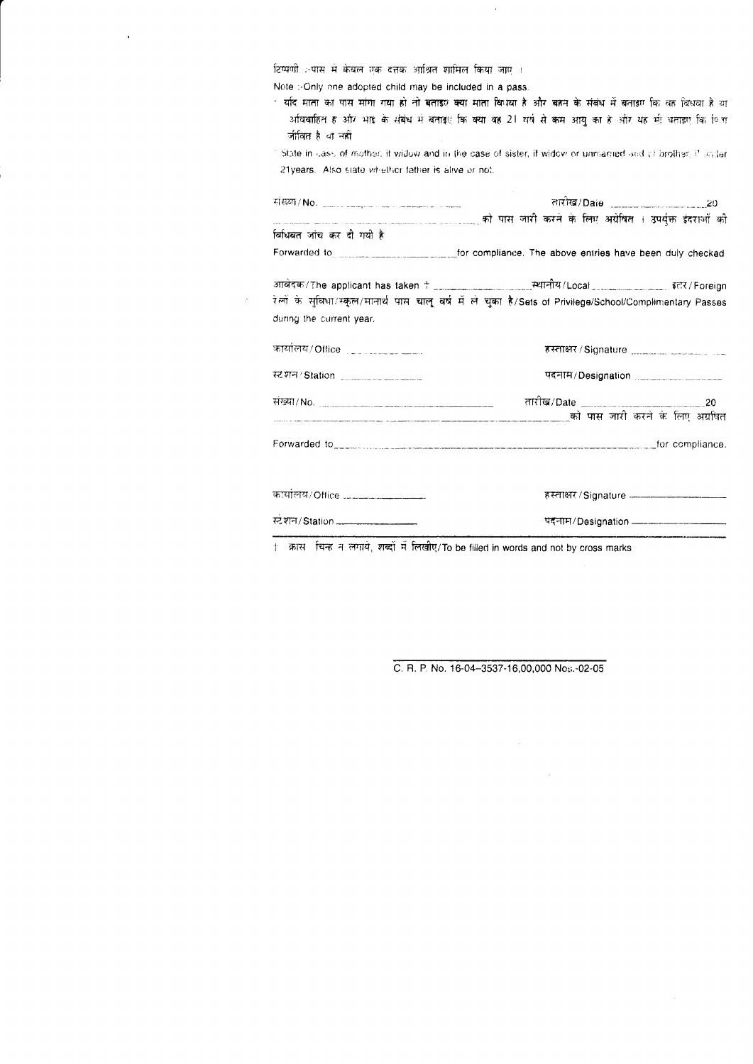टिप्पणी :-पास में केवल एक दत्तक आश्रित शामिल किया जाए ।

Note :-Only one adopted child may be included in a pass.

\* यदि माता का पास मांगा गया हो तो बताइए क्या माता विधवा है और बहन के संबंध में बताइए कि वह विधवा है या अविवाहित है और भाई के संबंध में बताइए कि क्या वह 21 वर्ष से कम आयु का है और यह भी बताइए कि पिता जीवित है या नहीं

\* State in case of mother, if widow and in the case of sister, if widow or unmarried and of brother, if under 21years. Also state whether father is alive or not.

संख्या/No. ______________________ तारीख/Date ______________20

______________________ को पास जारी करने के लिए अग्रेषित । उपर्युक्त इंदराजों की विधिवत जांच कर दी गयी है

Forwarded to ______________________ for compliance. The above entries have been duly checked

आवेदक/The applicant has taken † ______________ स्थानीय/Local ______________ इतर/Foreign रेलों के सुविधा/स्कूल/मानार्थ पास चालू वर्ष में ले चुका है/Sets of Privilege/School/Complimentary Passes during the current year.

कार्यालय/Office ______________ हस्ताक्षर/Signature ______________

स्टेशन/Station ______________ पदनाम/Designation ______________

संख्या/No. ______________________ तारीख/Date ______________20

______________________ को पास जारी करने के लिए अग्रेषित

Forwarded to ______________________________________ for compliance.

कार्यालय/Office ______________ हस्ताक्षर/Signature ______________

स्टेशन/Station ______________ पदनाम/Designation ______________

† क्रास चिन्ह न लगाये, शब्दों में लिखीए/To be filled in words and not by cross marks

C. R. P. No. 16-04-3537-16,00,000 Nos.-02-05